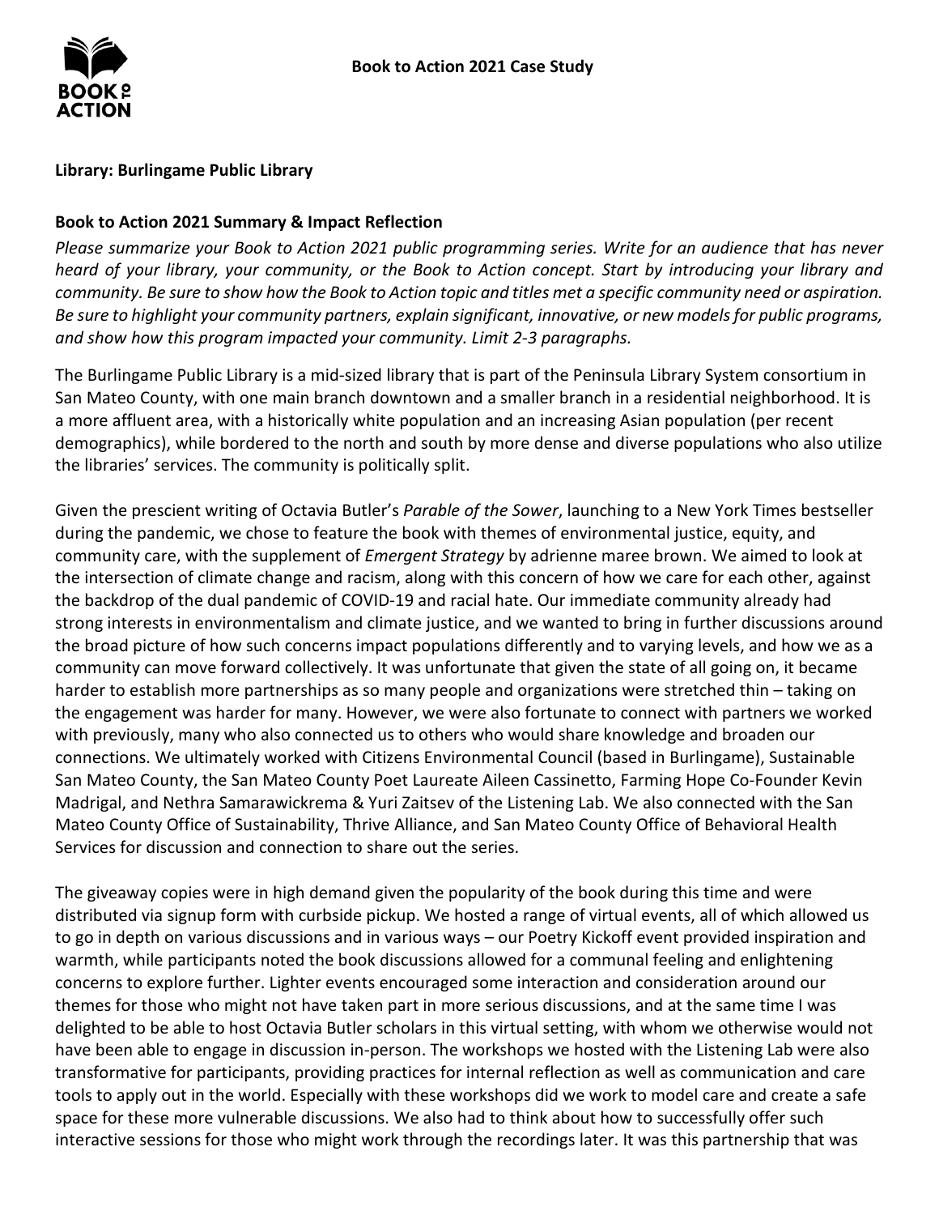**Book to Action 2021 Case Study**

**Library: Burlingame Public Library**

**Book to Action 2021 Summary & Impact Reflection**

*Please summarize your Book to Action 2021 public programming series. Write for an audience that has never heard of your library, your community, or the Book to Action concept. Start by introducing your library and community. Be sure to show how the Book to Action topic and titles met a specific community need or aspiration. Be sure to highlight your community partners, explain significant, innovative, or new models for public programs, and show how this program impacted your community. Limit 2-3 paragraphs.*

The Burlingame Public Library is a mid-sized library that is part of the Peninsula Library System consortium in San Mateo County, with one main branch downtown and a smaller branch in a residential neighborhood. It is a more affluent area, with a historically white population and an increasing Asian population (per recent demographics), while bordered to the north and south by more dense and diverse populations who also utilize the libraries' services. The community is politically split.

Given the prescient writing of Octavia Butler's *Parable of the Sower*, launching to a New York Times bestseller during the pandemic, we chose to feature the book with themes of environmental justice, equity, and community care, with the supplement of *Emergent Strategy* by adrienne maree brown. We aimed to look at the intersection of climate change and racism, along with this concern of how we care for each other, against the backdrop of the dual pandemic of COVID-19 and racial hate. Our immediate community already had strong interests in environmentalism and climate justice, and we wanted to bring in further discussions around the broad picture of how such concerns impact populations differently and to varying levels, and how we as a community can move forward collectively. It was unfortunate that given the state of all going on, it became harder to establish more partnerships as so many people and organizations were stretched thin – taking on the engagement was harder for many. However, we were also fortunate to connect with partners we worked with previously, many who also connected us to others who would share knowledge and broaden our connections. We ultimately worked with Citizens Environmental Council (based in Burlingame), Sustainable San Mateo County, the San Mateo County Poet Laureate Aileen Cassinetto, Farming Hope Co-Founder Kevin Madrigal, and Nethra Samarawickrema & Yuri Zaitsev of the Listening Lab. We also connected with the San Mateo County Office of Sustainability, Thrive Alliance, and San Mateo County Office of Behavioral Health Services for discussion and connection to share out the series.

The giveaway copies were in high demand given the popularity of the book during this time and were distributed via signup form with curbside pickup. We hosted a range of virtual events, all of which allowed us to go in depth on various discussions and in various ways – our Poetry Kickoff event provided inspiration and warmth, while participants noted the book discussions allowed for a communal feeling and enlightening concerns to explore further. Lighter events encouraged some interaction and consideration around our themes for those who might not have taken part in more serious discussions, and at the same time I was delighted to be able to host Octavia Butler scholars in this virtual setting, with whom we otherwise would not have been able to engage in discussion in-person. The workshops we hosted with the Listening Lab were also transformative for participants, providing practices for internal reflection as well as communication and care tools to apply out in the world. Especially with these workshops did we work to model care and create a safe space for these more vulnerable discussions. We also had to think about how to successfully offer such interactive sessions for those who might work through the recordings later. It was this partnership that was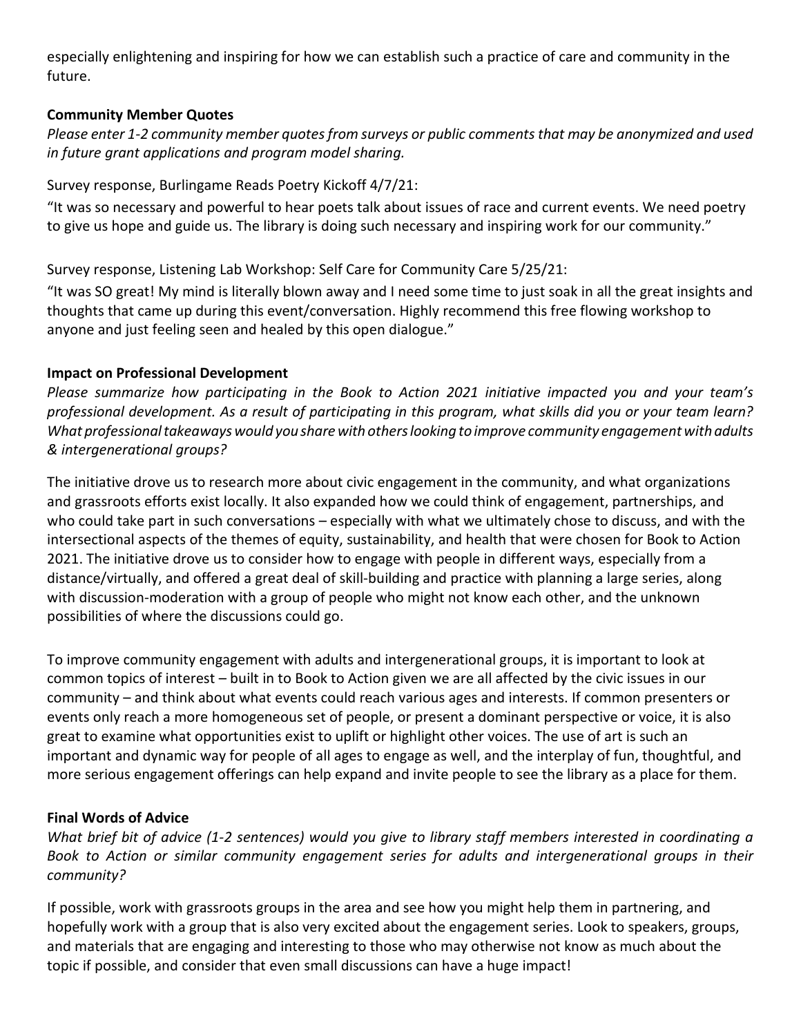especially enlightening and inspiring for how we can establish such a practice of care and community in the future.

**Community Member Quotes**

*Please enter 1-2 community member quotes from surveys or public comments that may be anonymized and used in future grant applications and program model sharing.*

Survey response, Burlingame Reads Poetry Kickoff 4/7/21:

"It was so necessary and powerful to hear poets talk about issues of race and current events. We need poetry to give us hope and guide us. The library is doing such necessary and inspiring work for our community."

Survey response, Listening Lab Workshop: Self Care for Community Care 5/25/21:

"It was SO great! My mind is literally blown away and I need some time to just soak in all the great insights and thoughts that came up during this event/conversation. Highly recommend this free flowing workshop to anyone and just feeling seen and healed by this open dialogue."

**Impact on Professional Development**

*Please summarize how participating in the Book to Action 2021 initiative impacted you and your team's professional development. As a result of participating in this program, what skills did you or your team learn? What professional takeaways would you share with others looking to improve community engagement with adults & intergenerational groups?*

The initiative drove us to research more about civic engagement in the community, and what organizations and grassroots efforts exist locally. It also expanded how we could think of engagement, partnerships, and who could take part in such conversations – especially with what we ultimately chose to discuss, and with the intersectional aspects of the themes of equity, sustainability, and health that were chosen for Book to Action 2021. The initiative drove us to consider how to engage with people in different ways, especially from a distance/virtually, and offered a great deal of skill-building and practice with planning a large series, along with discussion-moderation with a group of people who might not know each other, and the unknown possibilities of where the discussions could go.

To improve community engagement with adults and intergenerational groups, it is important to look at common topics of interest – built in to Book to Action given we are all affected by the civic issues in our community – and think about what events could reach various ages and interests. If common presenters or events only reach a more homogeneous set of people, or present a dominant perspective or voice, it is also great to examine what opportunities exist to uplift or highlight other voices. The use of art is such an important and dynamic way for people of all ages to engage as well, and the interplay of fun, thoughtful, and more serious engagement offerings can help expand and invite people to see the library as a place for them.

**Final Words of Advice**

*What brief bit of advice (1-2 sentences) would you give to library staff members interested in coordinating a Book to Action or similar community engagement series for adults and intergenerational groups in their community?*

If possible, work with grassroots groups in the area and see how you might help them in partnering, and hopefully work with a group that is also very excited about the engagement series. Look to speakers, groups, and materials that are engaging and interesting to those who may otherwise not know as much about the topic if possible, and consider that even small discussions can have a huge impact!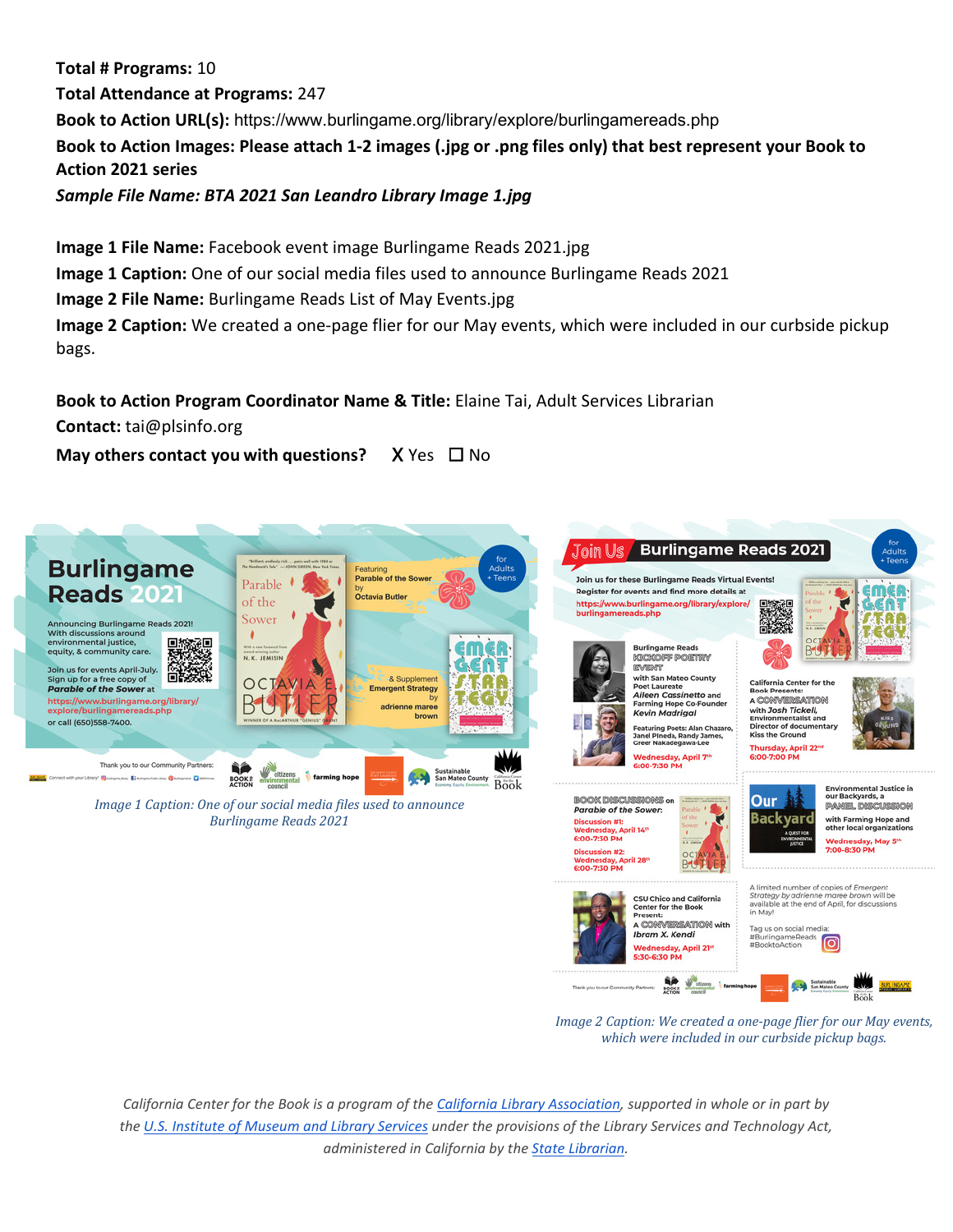**Total # Programs:** 10

**Total Attendance at Programs:** 247

**Book to Action URL(s):** https://www.burlingame.org/library/explore/burlingamereads.php

**Book to Action Images: Please attach 1-2 images (.jpg or .png files only) that best represent your Book to Action 2021 series**

***Sample File Name: BTA 2021 San Leandro Library Image 1.jpg***

**Image 1 File Name:** Facebook event image Burlingame Reads 2021.jpg

**Image 1 Caption:** One of our social media files used to announce Burlingame Reads 2021

**Image 2 File Name:** Burlingame Reads List of May Events.jpg

**Image 2 Caption:** We created a one-page flier for our May events, which were included in our curbside pickup bags.

**Book to Action Program Coordinator Name & Title:** Elaine Tai, Adult Services Librarian

**Contact:** tai@plsinfo.org

**May others contact you with questions?** X Yes ☐ No

*Image 1 Caption: One of our social media files used to announce Burlingame Reads 2021*

*Image 2 Caption: We created a one-page flier for our May events, which were included in our curbside pickup bags.*

*California Center for the Book is a program of the [California Library Association](), supported in whole or in part by the [U.S. Institute of Museum and Library Services]() under the provisions of the Library Services and Technology Act, administered in California by the [State Librarian]().*